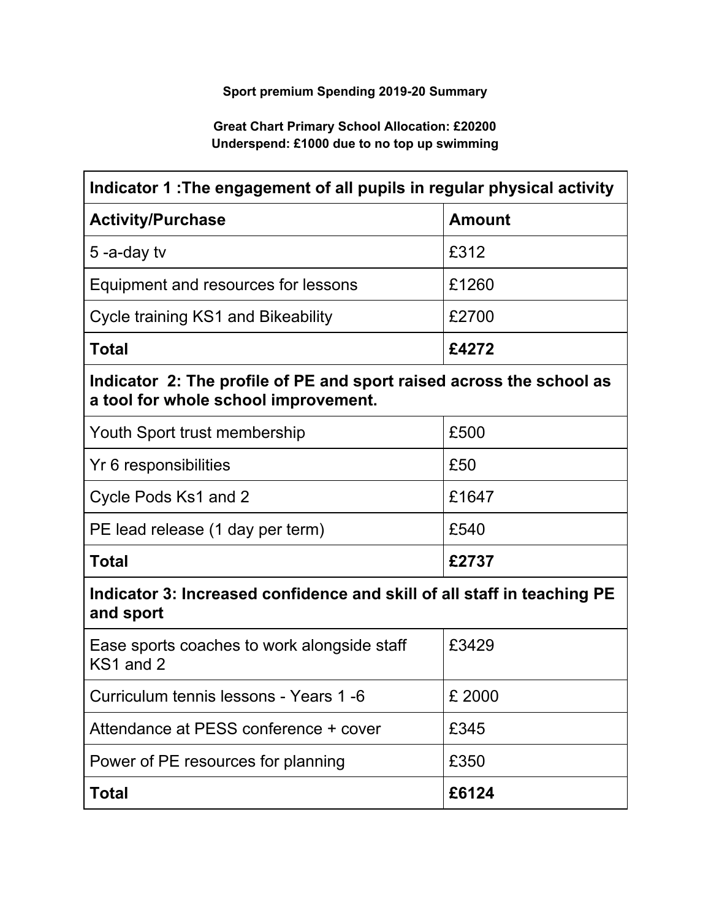**Sport premium Spending 2019-20 Summary**

**Great Chart Primary School Allocation: £20200**
**Underspend: £1000 due to no top up swimming**

| **Indicator 1 :The engagement of all pupils in regular physical activity** | |
|---|---|
| **Activity/Purchase** | **Amount** |
| 5 -a-day tv | £312 |
| Equipment and resources for lessons | £1260 |
| Cycle training KS1 and Bikeability | £2700 |
| **Total** | **£4272** |
| **Indicator 2: The profile of PE and sport raised across the school as a tool for whole school improvement.** | |
| Youth Sport trust membership | £500 |
| Yr 6 responsibilities | £50 |
| Cycle Pods Ks1 and 2 | £1647 |
| PE lead release (1 day per term) | £540 |
| **Total** | **£2737** |
| **Indicator 3: Increased confidence and skill of all staff in teaching PE and sport** | |
| Ease sports coaches to work alongside staff KS1 and 2 | £3429 |
| Curriculum tennis lessons - Years 1 -6 | £ 2000 |
| Attendance at PESS conference + cover | £345 |
| Power of PE resources for planning | £350 |
| **Total** | **£6124** |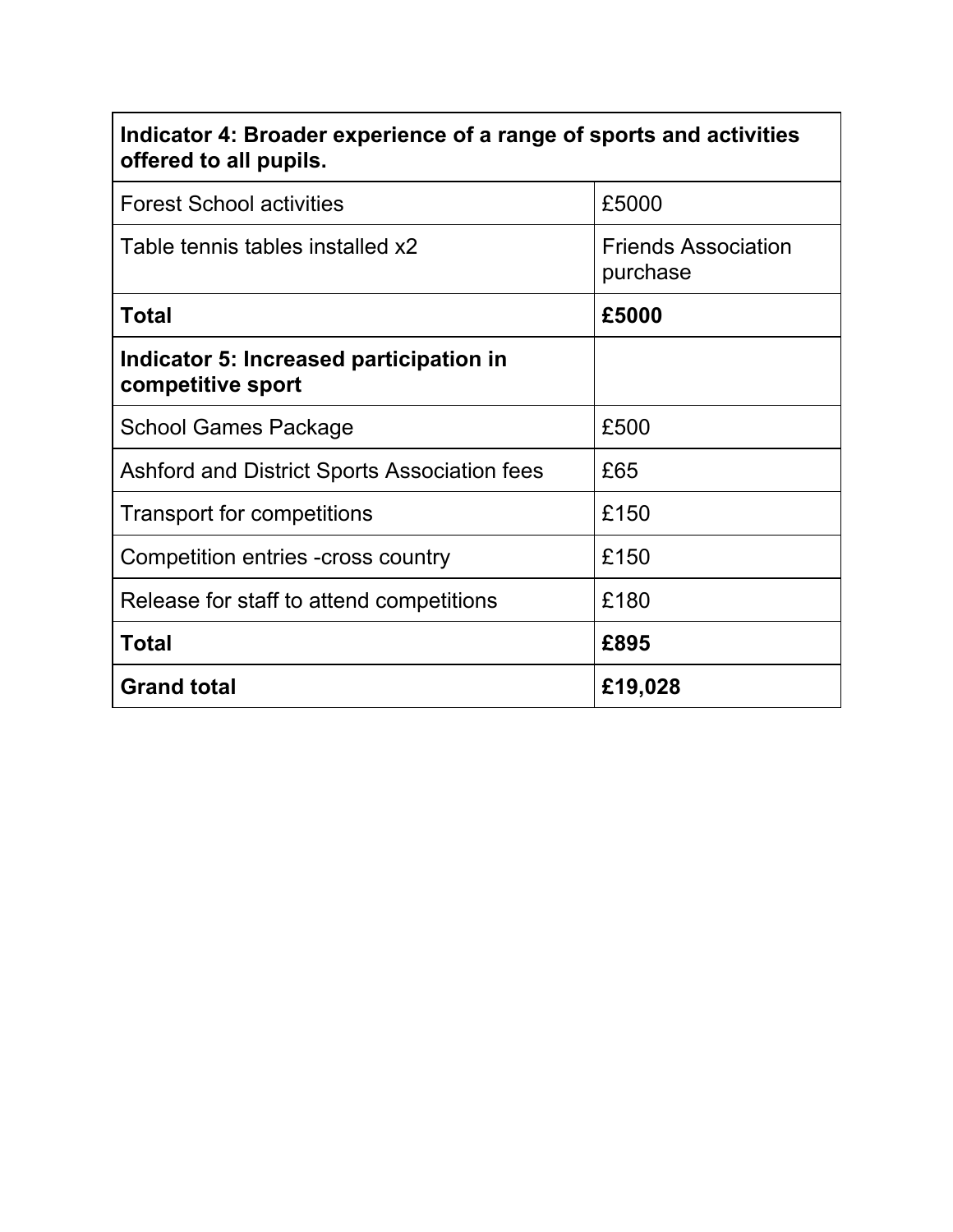| | |
|---|---|
| **Indicator 4: Broader experience of a range of sports and activities offered to all pupils.** | |
| Forest School activities | £5000 |
| Table tennis tables installed x2 | Friends Association purchase |
| **Total** | **£5000** |
| **Indicator 5: Increased participation in competitive sport** | |
| School Games Package | £500 |
| Ashford and District Sports Association fees | £65 |
| Transport for competitions | £150 |
| Competition entries -cross country | £150 |
| Release for staff to attend competitions | £180 |
| **Total** | **£895** |
| **Grand total** | **£19,028** |